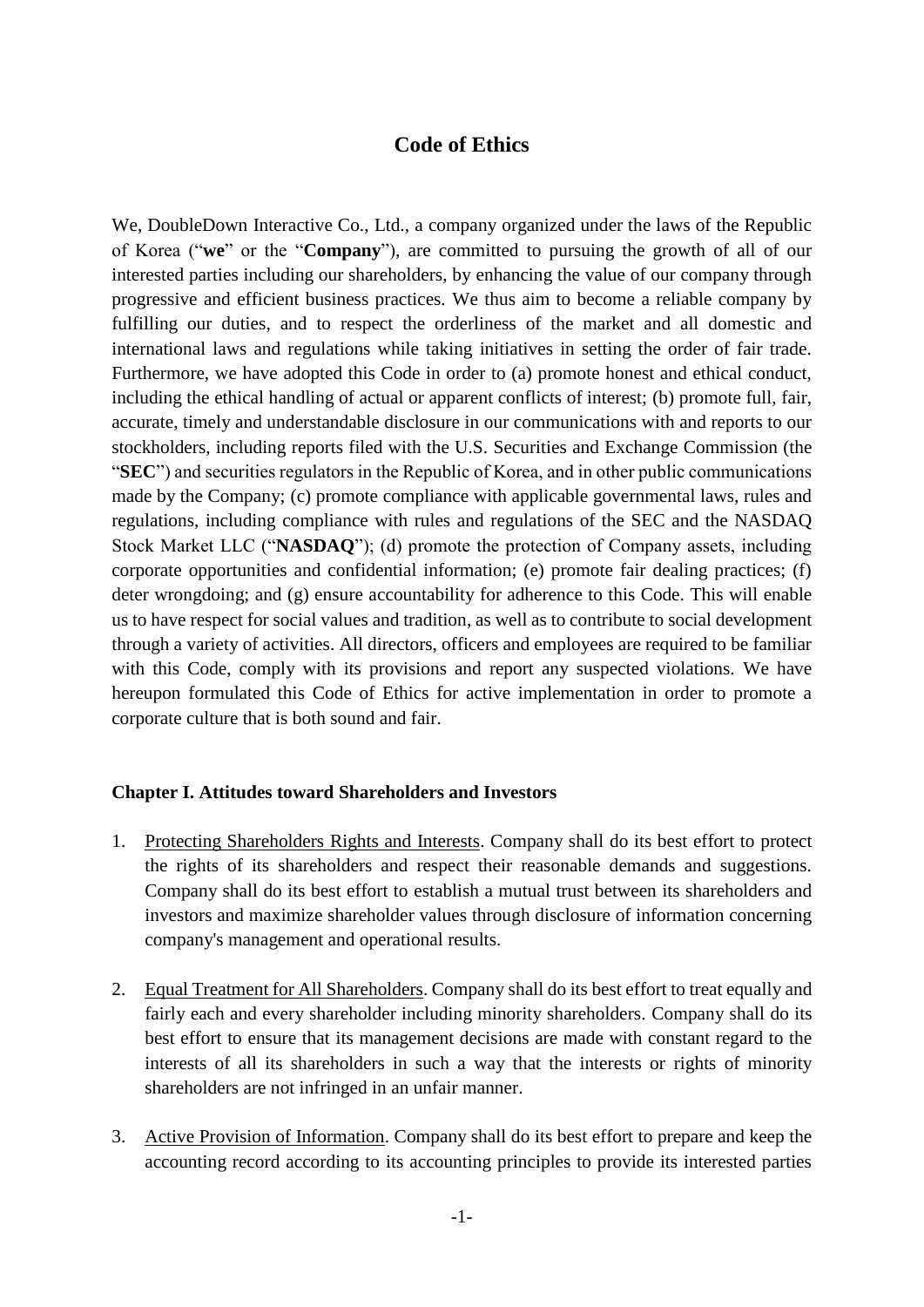# Code of Ethics

We, DoubleDown Interactive Co., Ltd., a company organized under the laws of the Republic of Korea ("**we**" or the "**Company**"), are committed to pursuing the growth of all of our interested parties including our shareholders, by enhancing the value of our company through progressive and efficient business practices. We thus aim to become a reliable company by fulfilling our duties, and to respect the orderliness of the market and all domestic and international laws and regulations while taking initiatives in setting the order of fair trade. Furthermore, we have adopted this Code in order to (a) promote honest and ethical conduct, including the ethical handling of actual or apparent conflicts of interest; (b) promote full, fair, accurate, timely and understandable disclosure in our communications with and reports to our stockholders, including reports filed with the U.S. Securities and Exchange Commission (the "**SEC**") and securities regulators in the Republic of Korea, and in other public communications made by the Company; (c) promote compliance with applicable governmental laws, rules and regulations, including compliance with rules and regulations of the SEC and the NASDAQ Stock Market LLC ("**NASDAQ**"); (d) promote the protection of Company assets, including corporate opportunities and confidential information; (e) promote fair dealing practices; (f) deter wrongdoing; and (g) ensure accountability for adherence to this Code. This will enable us to have respect for social values and tradition, as well as to contribute to social development through a variety of activities. All directors, officers and employees are required to be familiar with this Code, comply with its provisions and report any suspected violations. We have hereupon formulated this Code of Ethics for active implementation in order to promote a corporate culture that is both sound and fair.

## Chapter I. Attitudes toward Shareholders and Investors

1. Protecting Shareholders Rights and Interests. Company shall do its best effort to protect the rights of its shareholders and respect their reasonable demands and suggestions. Company shall do its best effort to establish a mutual trust between its shareholders and investors and maximize shareholder values through disclosure of information concerning company's management and operational results.

2. Equal Treatment for All Shareholders. Company shall do its best effort to treat equally and fairly each and every shareholder including minority shareholders. Company shall do its best effort to ensure that its management decisions are made with constant regard to the interests of all its shareholders in such a way that the interests or rights of minority shareholders are not infringed in an unfair manner.

3. Active Provision of Information. Company shall do its best effort to prepare and keep the accounting record according to its accounting principles to provide its interested parties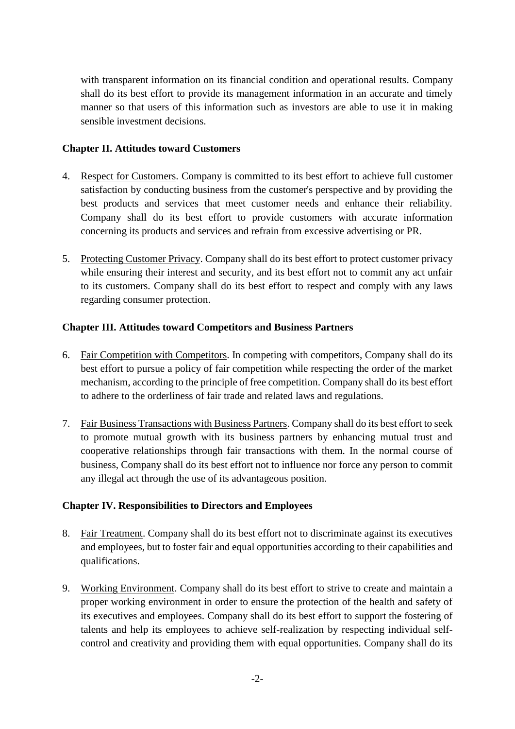with transparent information on its financial condition and operational results. Company shall do its best effort to provide its management information in an accurate and timely manner so that users of this information such as investors are able to use it in making sensible investment decisions.

**Chapter II. Attitudes toward Customers**

4. Respect for Customers. Company is committed to its best effort to achieve full customer satisfaction by conducting business from the customer's perspective and by providing the best products and services that meet customer needs and enhance their reliability. Company shall do its best effort to provide customers with accurate information concerning its products and services and refrain from excessive advertising or PR.

5. Protecting Customer Privacy. Company shall do its best effort to protect customer privacy while ensuring their interest and security, and its best effort not to commit any act unfair to its customers. Company shall do its best effort to respect and comply with any laws regarding consumer protection.

**Chapter III. Attitudes toward Competitors and Business Partners**

6. Fair Competition with Competitors. In competing with competitors, Company shall do its best effort to pursue a policy of fair competition while respecting the order of the market mechanism, according to the principle of free competition. Company shall do its best effort to adhere to the orderliness of fair trade and related laws and regulations.

7. Fair Business Transactions with Business Partners. Company shall do its best effort to seek to promote mutual growth with its business partners by enhancing mutual trust and cooperative relationships through fair transactions with them. In the normal course of business, Company shall do its best effort not to influence nor force any person to commit any illegal act through the use of its advantageous position.

**Chapter IV. Responsibilities to Directors and Employees**

8. Fair Treatment. Company shall do its best effort not to discriminate against its executives and employees, but to foster fair and equal opportunities according to their capabilities and qualifications.

9. Working Environment. Company shall do its best effort to strive to create and maintain a proper working environment in order to ensure the protection of the health and safety of its executives and employees. Company shall do its best effort to support the fostering of talents and help its employees to achieve self-realization by respecting individual self-control and creativity and providing them with equal opportunities. Company shall do its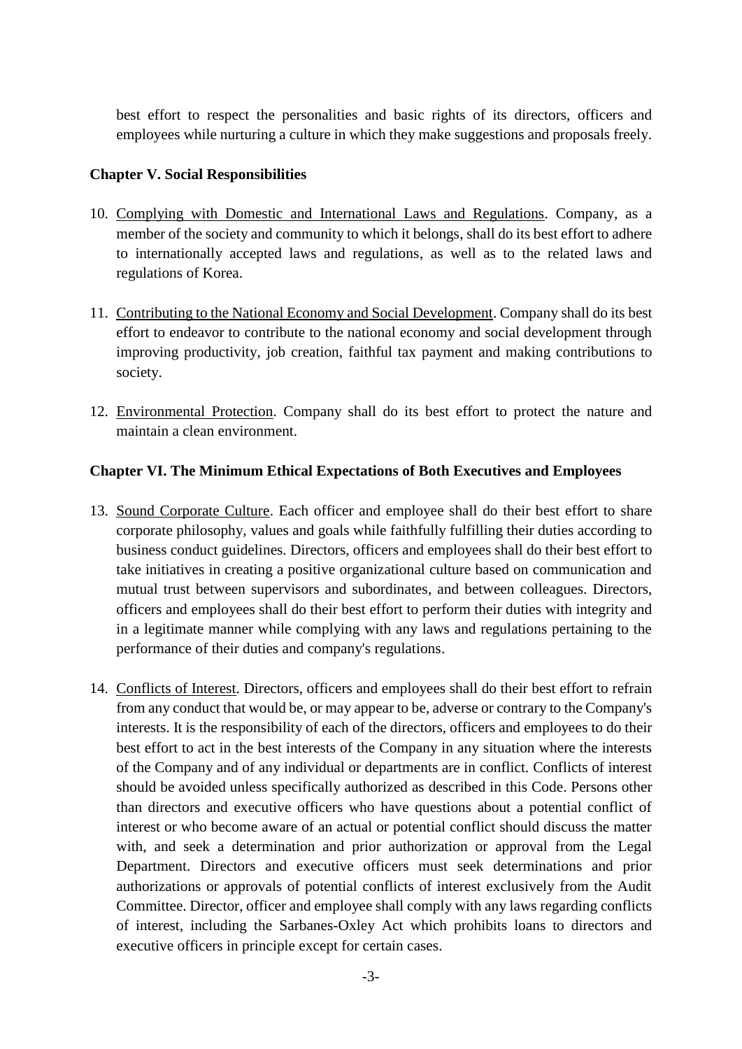best effort to respect the personalities and basic rights of its directors, officers and employees while nurturing a culture in which they make suggestions and proposals freely.

**Chapter V. Social Responsibilities**

10. Complying with Domestic and International Laws and Regulations. Company, as a member of the society and community to which it belongs, shall do its best effort to adhere to internationally accepted laws and regulations, as well as to the related laws and regulations of Korea.

11. Contributing to the National Economy and Social Development. Company shall do its best effort to endeavor to contribute to the national economy and social development through improving productivity, job creation, faithful tax payment and making contributions to society.

12. Environmental Protection. Company shall do its best effort to protect the nature and maintain a clean environment.

**Chapter VI. The Minimum Ethical Expectations of Both Executives and Employees**

13. Sound Corporate Culture. Each officer and employee shall do their best effort to share corporate philosophy, values and goals while faithfully fulfilling their duties according to business conduct guidelines. Directors, officers and employees shall do their best effort to take initiatives in creating a positive organizational culture based on communication and mutual trust between supervisors and subordinates, and between colleagues. Directors, officers and employees shall do their best effort to perform their duties with integrity and in a legitimate manner while complying with any laws and regulations pertaining to the performance of their duties and company's regulations.

14. Conflicts of Interest. Directors, officers and employees shall do their best effort to refrain from any conduct that would be, or may appear to be, adverse or contrary to the Company's interests. It is the responsibility of each of the directors, officers and employees to do their best effort to act in the best interests of the Company in any situation where the interests of the Company and of any individual or departments are in conflict. Conflicts of interest should be avoided unless specifically authorized as described in this Code. Persons other than directors and executive officers who have questions about a potential conflict of interest or who become aware of an actual or potential conflict should discuss the matter with, and seek a determination and prior authorization or approval from the Legal Department. Directors and executive officers must seek determinations and prior authorizations or approvals of potential conflicts of interest exclusively from the Audit Committee. Director, officer and employee shall comply with any laws regarding conflicts of interest, including the Sarbanes-Oxley Act which prohibits loans to directors and executive officers in principle except for certain cases.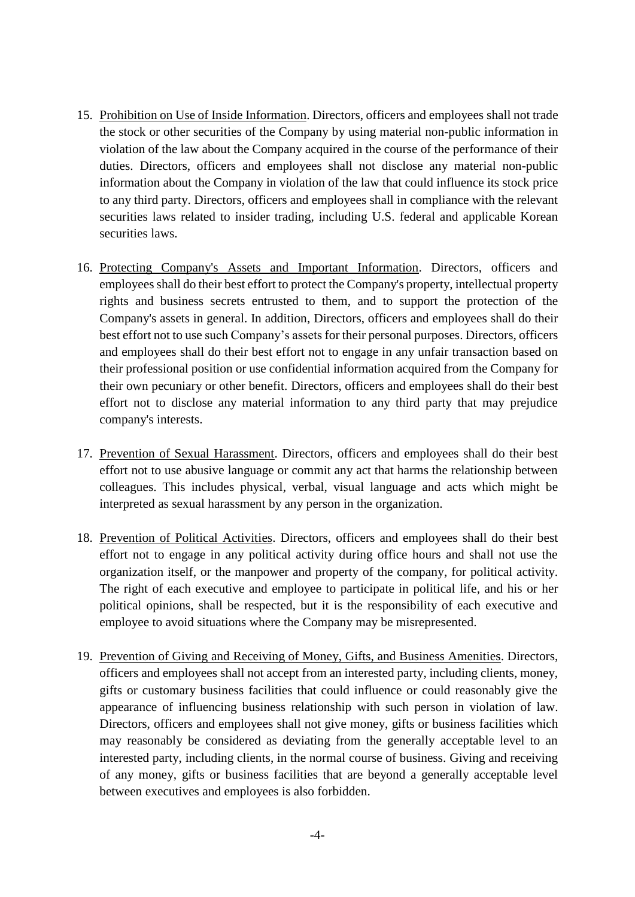15. Prohibition on Use of Inside Information. Directors, officers and employees shall not trade the stock or other securities of the Company by using material non-public information in violation of the law about the Company acquired in the course of the performance of their duties. Directors, officers and employees shall not disclose any material non-public information about the Company in violation of the law that could influence its stock price to any third party. Directors, officers and employees shall in compliance with the relevant securities laws related to insider trading, including U.S. federal and applicable Korean securities laws.

16. Protecting Company's Assets and Important Information. Directors, officers and employees shall do their best effort to protect the Company's property, intellectual property rights and business secrets entrusted to them, and to support the protection of the Company's assets in general. In addition, Directors, officers and employees shall do their best effort not to use such Company's assets for their personal purposes. Directors, officers and employees shall do their best effort not to engage in any unfair transaction based on their professional position or use confidential information acquired from the Company for their own pecuniary or other benefit. Directors, officers and employees shall do their best effort not to disclose any material information to any third party that may prejudice company's interests.

17. Prevention of Sexual Harassment. Directors, officers and employees shall do their best effort not to use abusive language or commit any act that harms the relationship between colleagues. This includes physical, verbal, visual language and acts which might be interpreted as sexual harassment by any person in the organization.

18. Prevention of Political Activities. Directors, officers and employees shall do their best effort not to engage in any political activity during office hours and shall not use the organization itself, or the manpower and property of the company, for political activity. The right of each executive and employee to participate in political life, and his or her political opinions, shall be respected, but it is the responsibility of each executive and employee to avoid situations where the Company may be misrepresented.

19. Prevention of Giving and Receiving of Money, Gifts, and Business Amenities. Directors, officers and employees shall not accept from an interested party, including clients, money, gifts or customary business facilities that could influence or could reasonably give the appearance of influencing business relationship with such person in violation of law. Directors, officers and employees shall not give money, gifts or business facilities which may reasonably be considered as deviating from the generally acceptable level to an interested party, including clients, in the normal course of business. Giving and receiving of any money, gifts or business facilities that are beyond a generally acceptable level between executives and employees is also forbidden.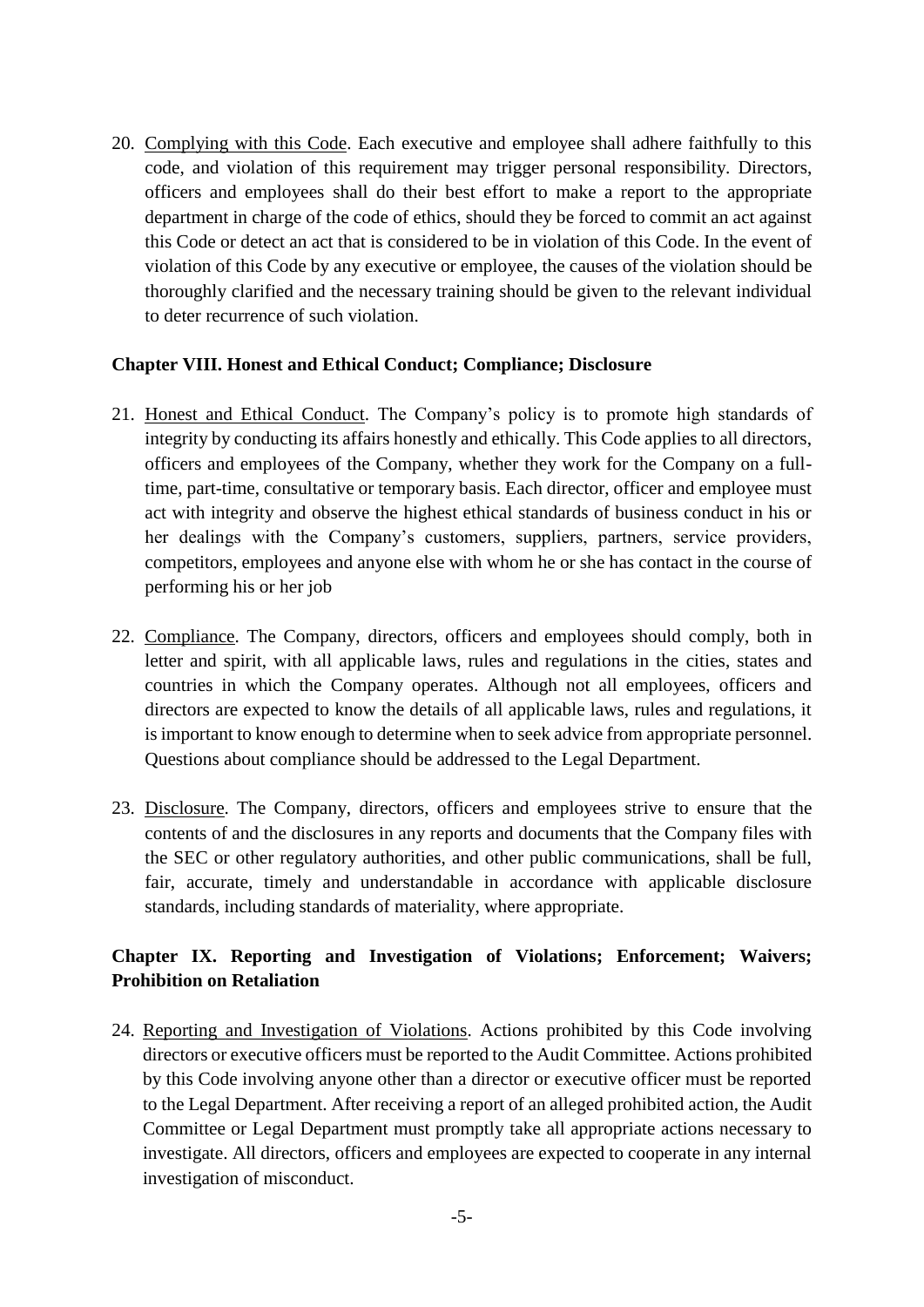20. <u>Complying with this Code</u>. Each executive and employee shall adhere faithfully to this code, and violation of this requirement may trigger personal responsibility. Directors, officers and employees shall do their best effort to make a report to the appropriate department in charge of the code of ethics, should they be forced to commit an act against this Code or detect an act that is considered to be in violation of this Code. In the event of violation of this Code by any executive or employee, the causes of the violation should be thoroughly clarified and the necessary training should be given to the relevant individual to deter recurrence of such violation.

### Chapter VIII. Honest and Ethical Conduct; Compliance; Disclosure

21. <u>Honest and Ethical Conduct</u>. The Company's policy is to promote high standards of integrity by conducting its affairs honestly and ethically. This Code applies to all directors, officers and employees of the Company, whether they work for the Company on a full-time, part-time, consultative or temporary basis. Each director, officer and employee must act with integrity and observe the highest ethical standards of business conduct in his or her dealings with the Company's customers, suppliers, partners, service providers, competitors, employees and anyone else with whom he or she has contact in the course of performing his or her job

22. <u>Compliance</u>. The Company, directors, officers and employees should comply, both in letter and spirit, with all applicable laws, rules and regulations in the cities, states and countries in which the Company operates. Although not all employees, officers and directors are expected to know the details of all applicable laws, rules and regulations, it is important to know enough to determine when to seek advice from appropriate personnel. Questions about compliance should be addressed to the Legal Department.

23. <u>Disclosure</u>. The Company, directors, officers and employees strive to ensure that the contents of and the disclosures in any reports and documents that the Company files with the SEC or other regulatory authorities, and other public communications, shall be full, fair, accurate, timely and understandable in accordance with applicable disclosure standards, including standards of materiality, where appropriate.

### Chapter IX. Reporting and Investigation of Violations; Enforcement; Waivers; Prohibition on Retaliation

24. <u>Reporting and Investigation of Violations</u>. Actions prohibited by this Code involving directors or executive officers must be reported to the Audit Committee. Actions prohibited by this Code involving anyone other than a director or executive officer must be reported to the Legal Department. After receiving a report of an alleged prohibited action, the Audit Committee or Legal Department must promptly take all appropriate actions necessary to investigate. All directors, officers and employees are expected to cooperate in any internal investigation of misconduct.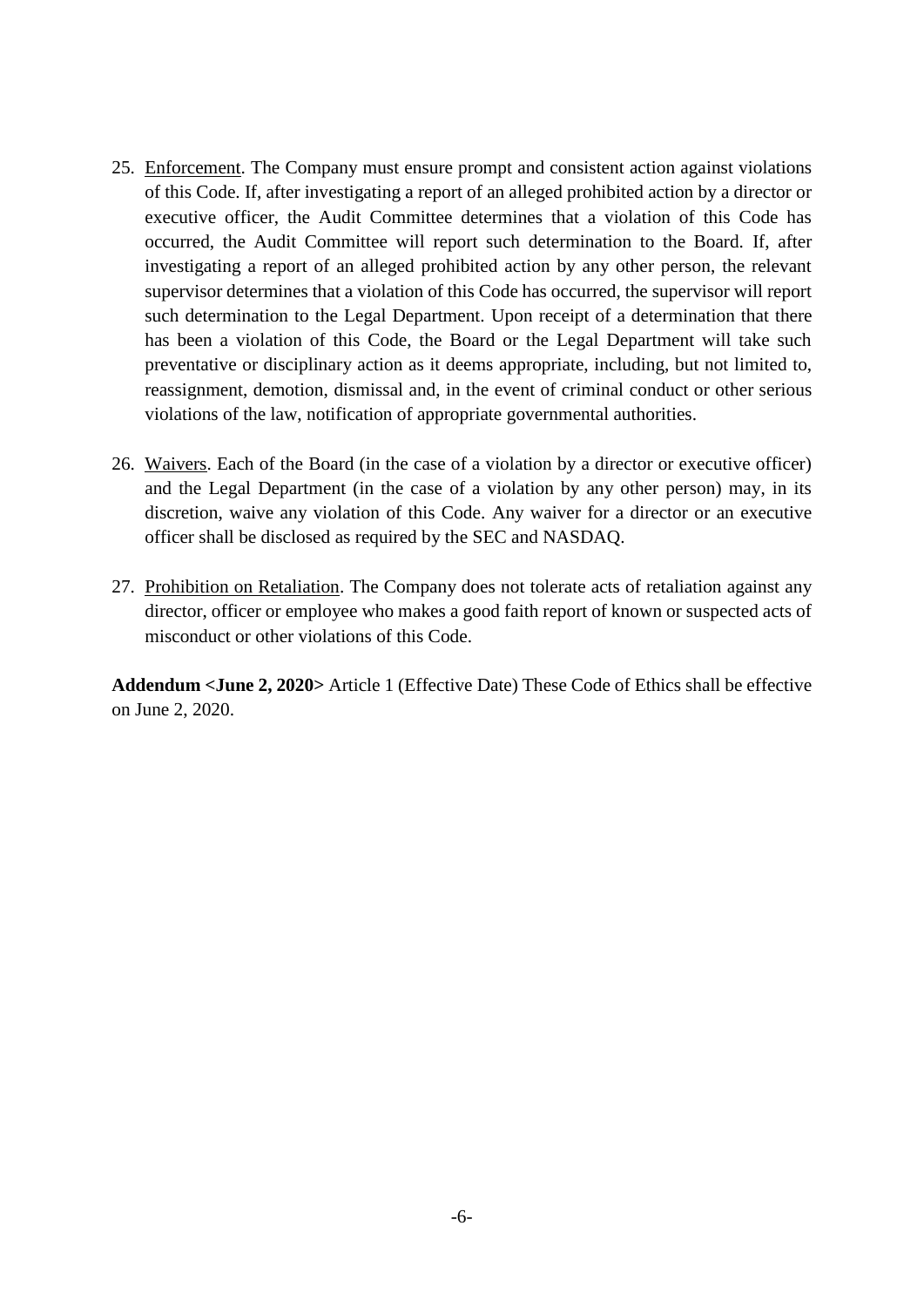25. Enforcement. The Company must ensure prompt and consistent action against violations of this Code. If, after investigating a report of an alleged prohibited action by a director or executive officer, the Audit Committee determines that a violation of this Code has occurred, the Audit Committee will report such determination to the Board. If, after investigating a report of an alleged prohibited action by any other person, the relevant supervisor determines that a violation of this Code has occurred, the supervisor will report such determination to the Legal Department. Upon receipt of a determination that there has been a violation of this Code, the Board or the Legal Department will take such preventative or disciplinary action as it deems appropriate, including, but not limited to, reassignment, demotion, dismissal and, in the event of criminal conduct or other serious violations of the law, notification of appropriate governmental authorities.

26. Waivers. Each of the Board (in the case of a violation by a director or executive officer) and the Legal Department (in the case of a violation by any other person) may, in its discretion, waive any violation of this Code. Any waiver for a director or an executive officer shall be disclosed as required by the SEC and NASDAQ.

27. Prohibition on Retaliation. The Company does not tolerate acts of retaliation against any director, officer or employee who makes a good faith report of known or suspected acts of misconduct or other violations of this Code.

**Addendum <June 2, 2020>** Article 1 (Effective Date) These Code of Ethics shall be effective on June 2, 2020.